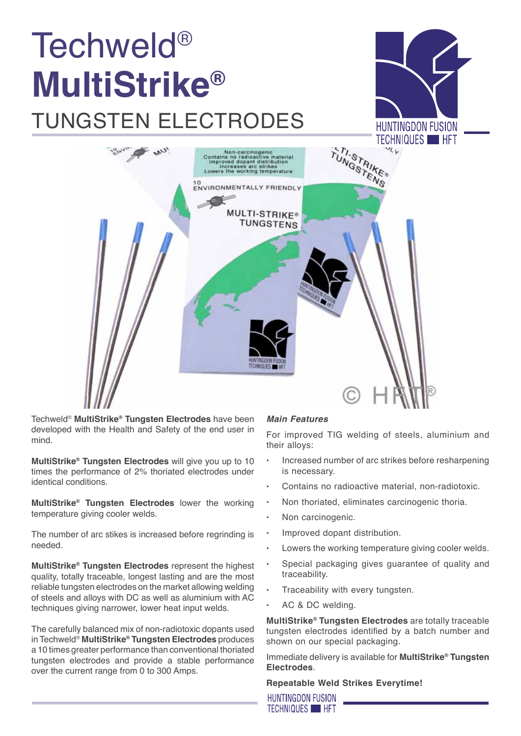# Techweld®
# **MultiStrike®**
## TUNGSTEN ELECTRODES

Techweld® **MultiStrike® Tungsten Electrodes** have been developed with the Health and Safety of the end user in mind.

**MultiStrike® Tungsten Electrodes** will give you up to 10 times the performance of 2% thoriated electrodes under identical conditions.

**MultiStrike® Tungsten Electrodes** lower the working temperature giving cooler welds.

The number of arc stikes is increased before regrinding is needed.

**MultiStrike® Tungsten Electrodes** represent the highest quality, totally traceable, longest lasting and are the most reliable tungsten electrodes on the market allowing welding of steels and alloys with DC as well as aluminium with AC techniques giving narrower, lower heat input welds.

The carefully balanced mix of non-radiotoxic dopants used in Techweld® **MultiStrike® Tungsten Electrodes** produces a 10 times greater performance than conventional thoriated tungsten electrodes and provide a stable performance over the current range from 0 to 300 Amps.

### *Main Features*

For improved TIG welding of steels, aluminium and their alloys:

- Increased number of arc strikes before resharpening is necessary.
- Contains no radioactive material, non-radiotoxic.
- Non thoriated, eliminates carcinogenic thoria.
- Non carcinogenic.
- Improved dopant distribution.
- Lowers the working temperature giving cooler welds.
- Special packaging gives guarantee of quality and traceability.
- Traceability with every tungsten.
- AC & DC welding.

**MultiStrike® Tungsten Electrodes** are totally traceable tungsten electrodes identified by a batch number and shown on our special packaging.

Immediate delivery is available for **MultiStrike® Tungsten Electrodes**.

**Repeatable Weld Strikes Everytime!**

HUNTINGDON FUSION TECHNIQUES HFT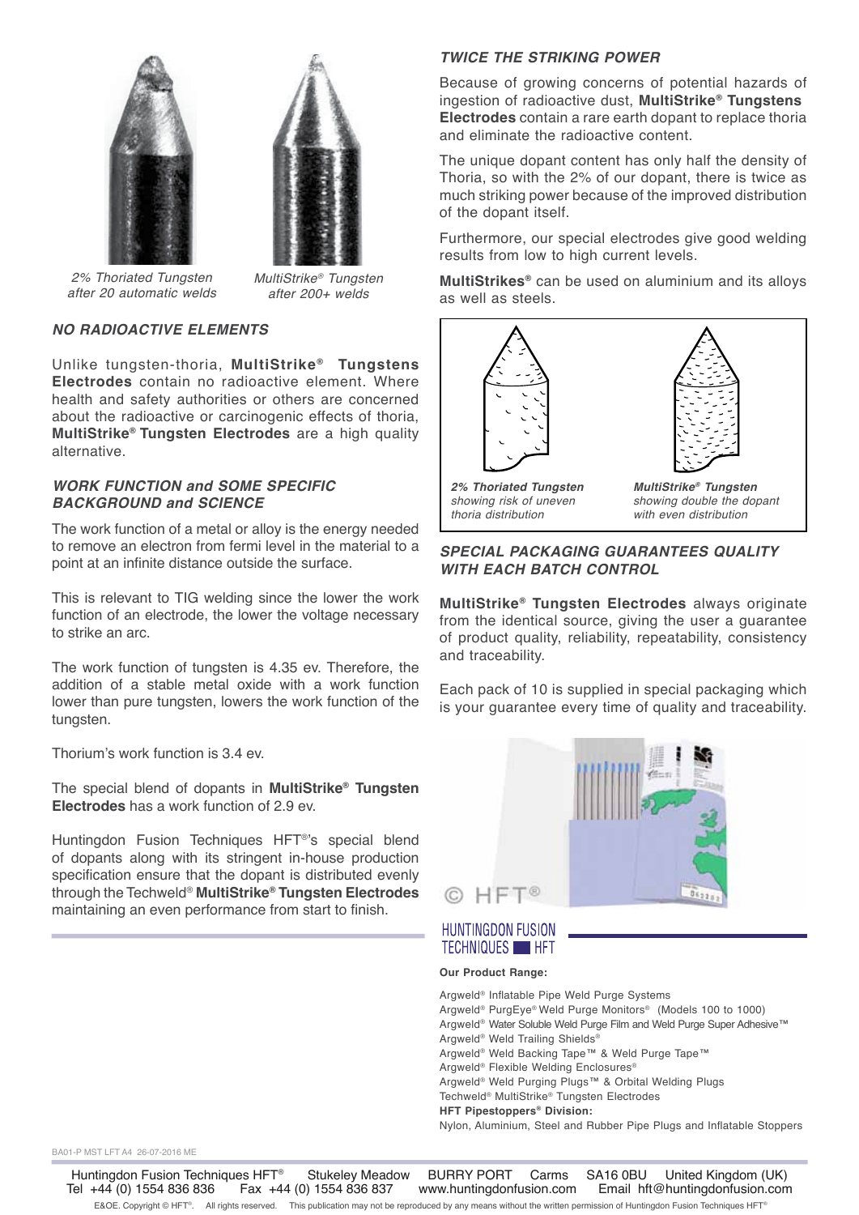2% Thoriated Tungsten after 20 automatic welds

MultiStrike® Tungsten after 200+ welds

### *NO RADIOACTIVE ELEMENTS*

Unlike tungsten-thoria, **MultiStrike® Tungstens Electrodes** contain no radioactive element. Where health and safety authorities or others are concerned about the radioactive or carcinogenic effects of thoria, **MultiStrike® Tungsten Electrodes** are a high quality alternative.

### *WORK FUNCTION and SOME SPECIFIC BACKGROUND and SCIENCE*

The work function of a metal or alloy is the energy needed to remove an electron from fermi level in the material to a point at an infinite distance outside the surface.

This is relevant to TIG welding since the lower the work function of an electrode, the lower the voltage necessary to strike an arc.

The work function of tungsten is 4.35 ev. Therefore, the addition of a stable metal oxide with a work function lower than pure tungsten, lowers the work function of the tungsten.

Thorium's work function is 3.4 ev.

The special blend of dopants in **MultiStrike® Tungsten Electrodes** has a work function of 2.9 ev.

Huntingdon Fusion Techniques HFT®'s special blend of dopants along with its stringent in-house production specification ensure that the dopant is distributed evenly through the Techweld® **MultiStrike® Tungsten Electrodes** maintaining an even performance from start to finish.

### *TWICE THE STRIKING POWER*

Because of growing concerns of potential hazards of ingestion of radioactive dust, **MultiStrike® Tungstens Electrodes** contain a rare earth dopant to replace thoria and eliminate the radioactive content.

The unique dopant content has only half the density of Thoria, so with the 2% of our dopant, there is twice as much striking power because of the improved distribution of the dopant itself.

Furthermore, our special electrodes give good welding results from low to high current levels.

**MultiStrikes®** can be used on aluminium and its alloys as well as steels.

***2% Thoriated Tungsten*** *showing risk of uneven thoria distribution*

***MultiStrike® Tungsten*** *showing double the dopant with even distribution*

### *SPECIAL PACKAGING GUARANTEES QUALITY WITH EACH BATCH CONTROL*

**MultiStrike® Tungsten Electrodes** always originate from the identical source, giving the user a guarantee of product quality, reliability, repeatability, consistency and traceability.

Each pack of 10 is supplied in special packaging which is your guarantee every time of quality and traceability.

© HFT®

HUNTINGDON FUSION TECHNIQUES HFT

**Our Product Range:**

Argweld® Inflatable Pipe Weld Purge Systems
Argweld® PurgEye® Weld Purge Monitors® (Models 100 to 1000)
Argweld® Water Soluble Weld Purge Film and Weld Purge Super Adhesive™
Argweld® Weld Trailing Shields®
Argweld® Weld Backing Tape™ & Weld Purge Tape™
Argweld® Flexible Welding Enclosures®
Argweld® Weld Purging Plugs™ & Orbital Welding Plugs
Techweld® MultiStrike® Tungsten Electrodes
**HFT Pipestoppers® Division:**
Nylon, Aluminium, Steel and Rubber Pipe Plugs and Inflatable Stoppers

BA01-P MST LFT A4 26-07-2016 ME

Huntingdon Fusion Techniques HFT® Stukeley Meadow BURRY PORT Carms SA16 0BU United Kingdom (UK)
Tel +44 (0) 1554 836 836 Fax +44 (0) 1554 836 837 www.huntingdonfusion.com Email hft@huntingdonfusion.com

E&OE. Copyright © HFT®. All rights reserved. This publication may not be reproduced by any means without the written permission of Huntingdon Fusion Techniques HFT®